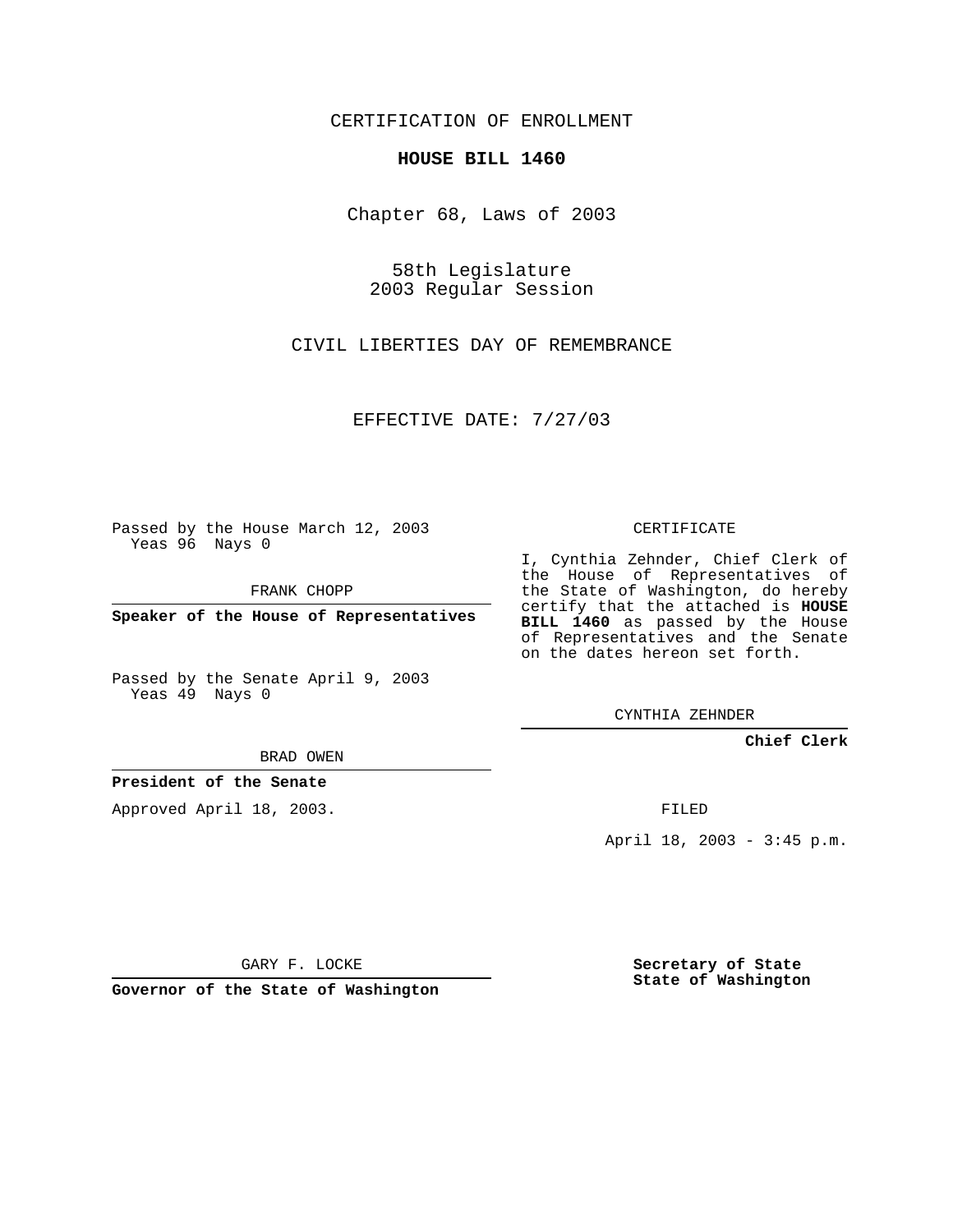CERTIFICATION OF ENROLLMENT

**HOUSE BILL 1460**

Chapter 68, Laws of 2003

58th Legislature
2003 Regular Session

CIVIL LIBERTIES DAY OF REMEMBRANCE

EFFECTIVE DATE: 7/27/03

Passed by the House March 12, 2003
Yeas 96 Nays 0

FRANK CHOPP

**Speaker of the House of Representatives**

Passed by the Senate April 9, 2003
Yeas 49 Nays 0

BRAD OWEN

**President of the Senate**

Approved April 18, 2003.

GARY F. LOCKE

**Governor of the State of Washington**

CERTIFICATE

I, Cynthia Zehnder, Chief Clerk of the House of Representatives of the State of Washington, do hereby certify that the attached is **HOUSE BILL 1460** as passed by the House of Representatives and the Senate on the dates hereon set forth.

CYNTHIA ZEHNDER

**Chief Clerk**

FILED

April 18, 2003 - 3:45 p.m.

**Secretary of State**
**State of Washington**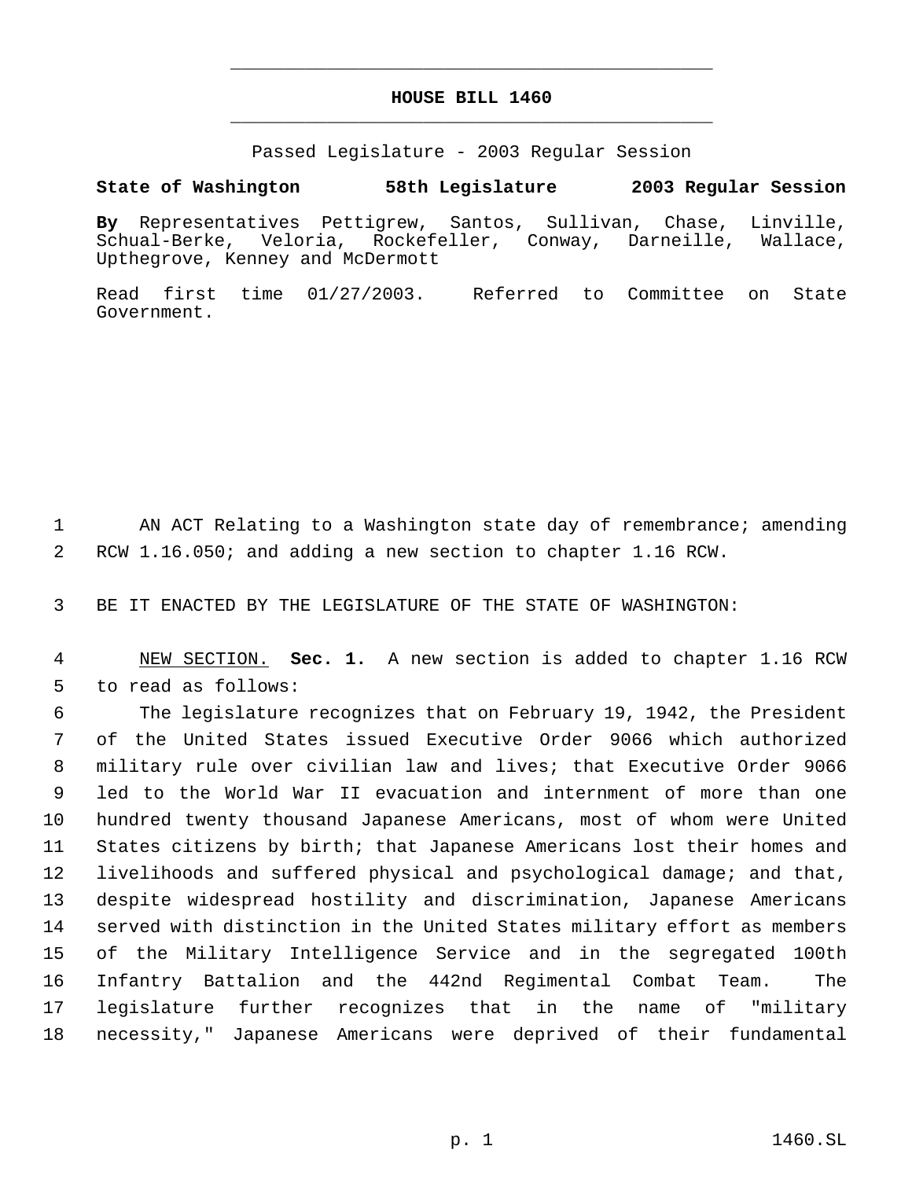# HOUSE BILL 1460

Passed Legislature - 2003 Regular Session

**State of Washington 58th Legislature 2003 Regular Session**

**By** Representatives Pettigrew, Santos, Sullivan, Chase, Linville, Schual-Berke, Veloria, Rockefeller, Conway, Darneille, Wallace, Upthegrove, Kenney and McDermott

Read first time 01/27/2003. Referred to Committee on State Government.

AN ACT Relating to a Washington state day of remembrance; amending RCW 1.16.050; and adding a new section to chapter 1.16 RCW.

BE IT ENACTED BY THE LEGISLATURE OF THE STATE OF WASHINGTON:

NEW SECTION. **Sec. 1.** A new section is added to chapter 1.16 RCW to read as follows:

The legislature recognizes that on February 19, 1942, the President of the United States issued Executive Order 9066 which authorized military rule over civilian law and lives; that Executive Order 9066 led to the World War II evacuation and internment of more than one hundred twenty thousand Japanese Americans, most of whom were United States citizens by birth; that Japanese Americans lost their homes and livelihoods and suffered physical and psychological damage; and that, despite widespread hostility and discrimination, Japanese Americans served with distinction in the United States military effort as members of the Military Intelligence Service and in the segregated 100th Infantry Battalion and the 442nd Regimental Combat Team. The legislature further recognizes that in the name of "military necessity," Japanese Americans were deprived of their fundamental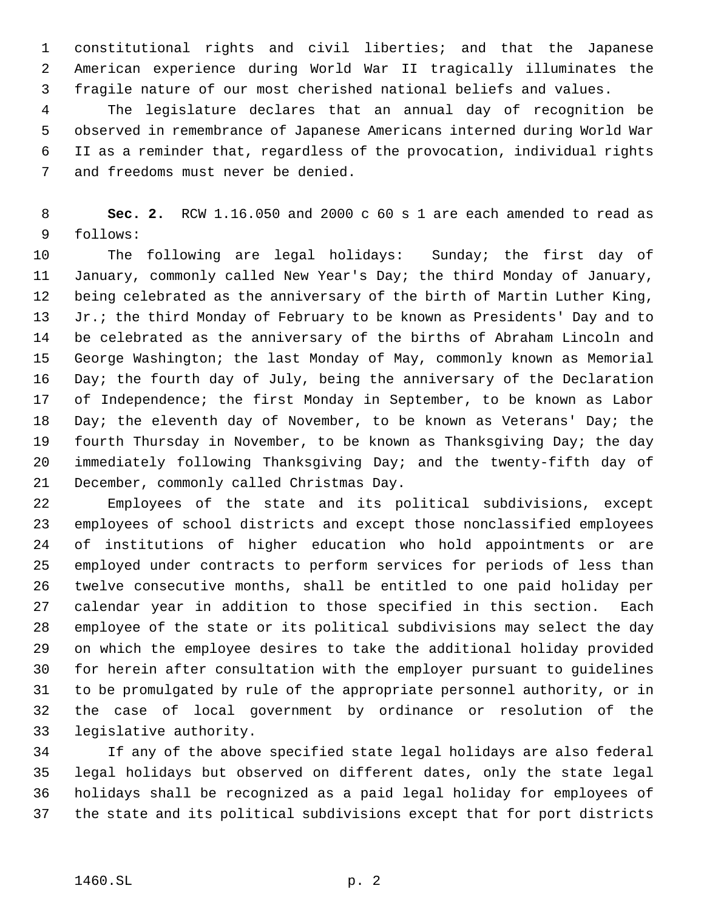constitutional rights and civil liberties; and that the Japanese American experience during World War II tragically illuminates the fragile nature of our most cherished national beliefs and values.

The legislature declares that an annual day of recognition be observed in remembrance of Japanese Americans interned during World War II as a reminder that, regardless of the provocation, individual rights and freedoms must never be denied.

**Sec. 2.** RCW 1.16.050 and 2000 c 60 s 1 are each amended to read as follows:

The following are legal holidays: Sunday; the first day of January, commonly called New Year's Day; the third Monday of January, being celebrated as the anniversary of the birth of Martin Luther King, Jr.; the third Monday of February to be known as Presidents' Day and to be celebrated as the anniversary of the births of Abraham Lincoln and George Washington; the last Monday of May, commonly known as Memorial Day; the fourth day of July, being the anniversary of the Declaration of Independence; the first Monday in September, to be known as Labor Day; the eleventh day of November, to be known as Veterans' Day; the fourth Thursday in November, to be known as Thanksgiving Day; the day immediately following Thanksgiving Day; and the twenty-fifth day of December, commonly called Christmas Day.

Employees of the state and its political subdivisions, except employees of school districts and except those nonclassified employees of institutions of higher education who hold appointments or are employed under contracts to perform services for periods of less than twelve consecutive months, shall be entitled to one paid holiday per calendar year in addition to those specified in this section. Each employee of the state or its political subdivisions may select the day on which the employee desires to take the additional holiday provided for herein after consultation with the employer pursuant to guidelines to be promulgated by rule of the appropriate personnel authority, or in the case of local government by ordinance or resolution of the legislative authority.

If any of the above specified state legal holidays are also federal legal holidays but observed on different dates, only the state legal holidays shall be recognized as a paid legal holiday for employees of the state and its political subdivisions except that for port districts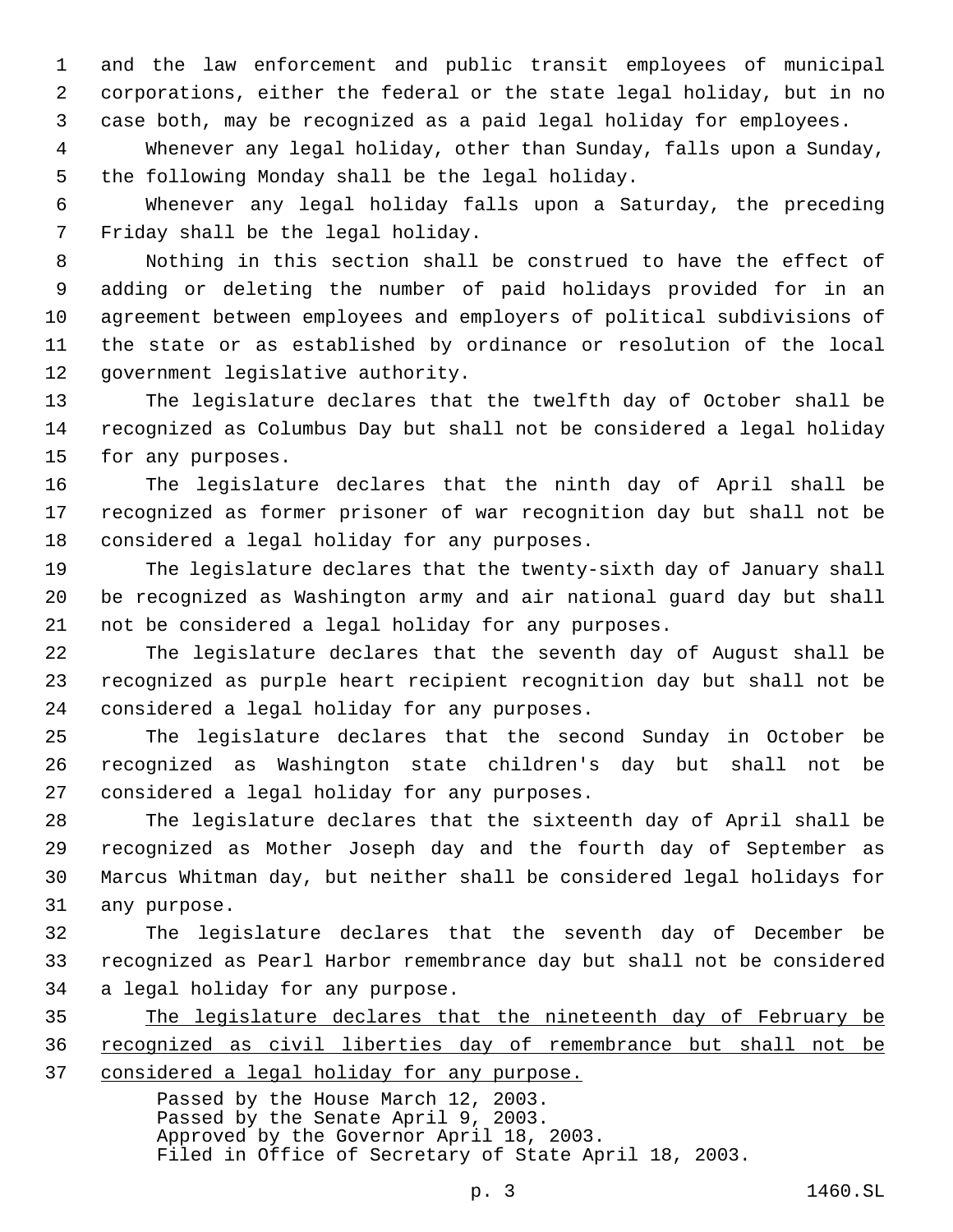and the law enforcement and public transit employees of municipal corporations, either the federal or the state legal holiday, but in no case both, may be recognized as a paid legal holiday for employees.

Whenever any legal holiday, other than Sunday, falls upon a Sunday, the following Monday shall be the legal holiday.

Whenever any legal holiday falls upon a Saturday, the preceding Friday shall be the legal holiday.

Nothing in this section shall be construed to have the effect of adding or deleting the number of paid holidays provided for in an agreement between employees and employers of political subdivisions of the state or as established by ordinance or resolution of the local government legislative authority.

The legislature declares that the twelfth day of October shall be recognized as Columbus Day but shall not be considered a legal holiday for any purposes.

The legislature declares that the ninth day of April shall be recognized as former prisoner of war recognition day but shall not be considered a legal holiday for any purposes.

The legislature declares that the twenty-sixth day of January shall be recognized as Washington army and air national guard day but shall not be considered a legal holiday for any purposes.

The legislature declares that the seventh day of August shall be recognized as purple heart recipient recognition day but shall not be considered a legal holiday for any purposes.

The legislature declares that the second Sunday in October be recognized as Washington state children's day but shall not be considered a legal holiday for any purposes.

The legislature declares that the sixteenth day of April shall be recognized as Mother Joseph day and the fourth day of September as Marcus Whitman day, but neither shall be considered legal holidays for any purpose.

The legislature declares that the seventh day of December be recognized as Pearl Harbor remembrance day but shall not be considered a legal holiday for any purpose.

<u>The legislature declares that the nineteenth day of February be recognized as civil liberties day of remembrance but shall not be considered a legal holiday for any purpose.</u>

Passed by the House March 12, 2003.
Passed by the Senate April 9, 2003.
Approved by the Governor April 18, 2003.
Filed in Office of Secretary of State April 18, 2003.